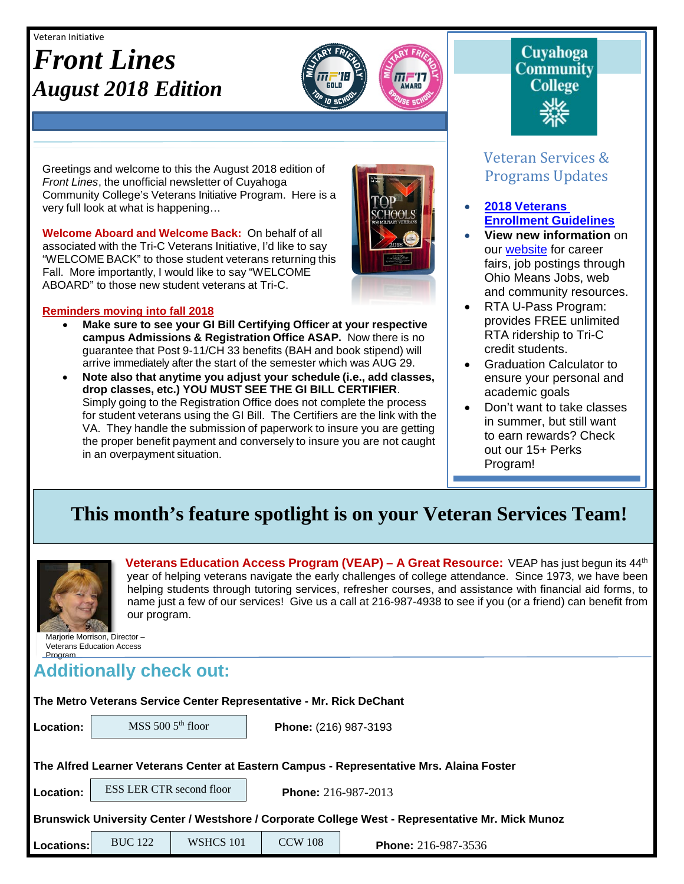Veteran Initiative

# *Front Lines*
## *August 2018 Edition*

Greetings and welcome to this the August 2018 edition of *Front Lines*, the unofficial newsletter of Cuyahoga Community College's Veterans Initiative Program. Here is a very full look at what is happening…

**Welcome Aboard and Welcome Back:** On behalf of all associated with the Tri-C Veterans Initiative, I'd like to say "WELCOME BACK" to those student veterans returning this Fall. More importantly, I would like to say "WELCOME ABOARD" to those new student veterans at Tri-C.

**Reminders moving into fall 2018**

- **Make sure to see your GI Bill Certifying Officer at your respective campus Admissions & Registration Office ASAP.** Now there is no guarantee that Post 9-11/CH 33 benefits (BAH and book stipend) will arrive immediately after the start of the semester which was AUG 29.
- **Note also that anytime you adjust your schedule (i.e., add classes, drop classes, etc.) YOU MUST SEE THE GI BILL CERTIFIER**. Simply going to the Registration Office does not complete the process for student veterans using the GI Bill. The Certifiers are the link with the VA. They handle the submission of paperwork to insure you are getting the proper benefit payment and conversely to insure you are not caught in an overpayment situation.

Cuyahoga Community College

### Veteran Services & Programs Updates

- **2018 Veterans Enrollment Guidelines**
- **View new information** on our website for career fairs, job postings through Ohio Means Jobs, web and community resources.
- RTA U-Pass Program: provides FREE unlimited RTA ridership to Tri-C credit students.
- Graduation Calculator to ensure your personal and academic goals
- Don't want to take classes in summer, but still want to earn rewards? Check out our 15+ Perks Program!

## This month's feature spotlight is on your Veteran Services Team!

**Veterans Education Access Program (VEAP) – A Great Resource:** VEAP has just begun its 44th year of helping veterans navigate the early challenges of college attendance. Since 1973, we have been helping students through tutoring services, refresher courses, and assistance with financial aid forms, to name just a few of our services! Give us a call at 216-987-4938 to see if you (or a friend) can benefit from our program.

Marjorie Morrison, Director – Veterans Education Access Program

## Additionally check out:

**The Metro Veterans Service Center Representative - Mr. Rick DeChant**

**Location:** MSS 500 5th floor — **Phone:** (216) 987-3193

**The Alfred Learner Veterans Center at Eastern Campus - Representative Mrs. Alaina Foster**

**Location:** ESS LER CTR second floor — **Phone:** 216-987-2013

**Brunswick University Center / Westshore / Corporate College West - Representative Mr. Mick Munoz**

**Locations:** BUC 122 | WSHCS 101 | CCW 108 — **Phone:** 216-987-3536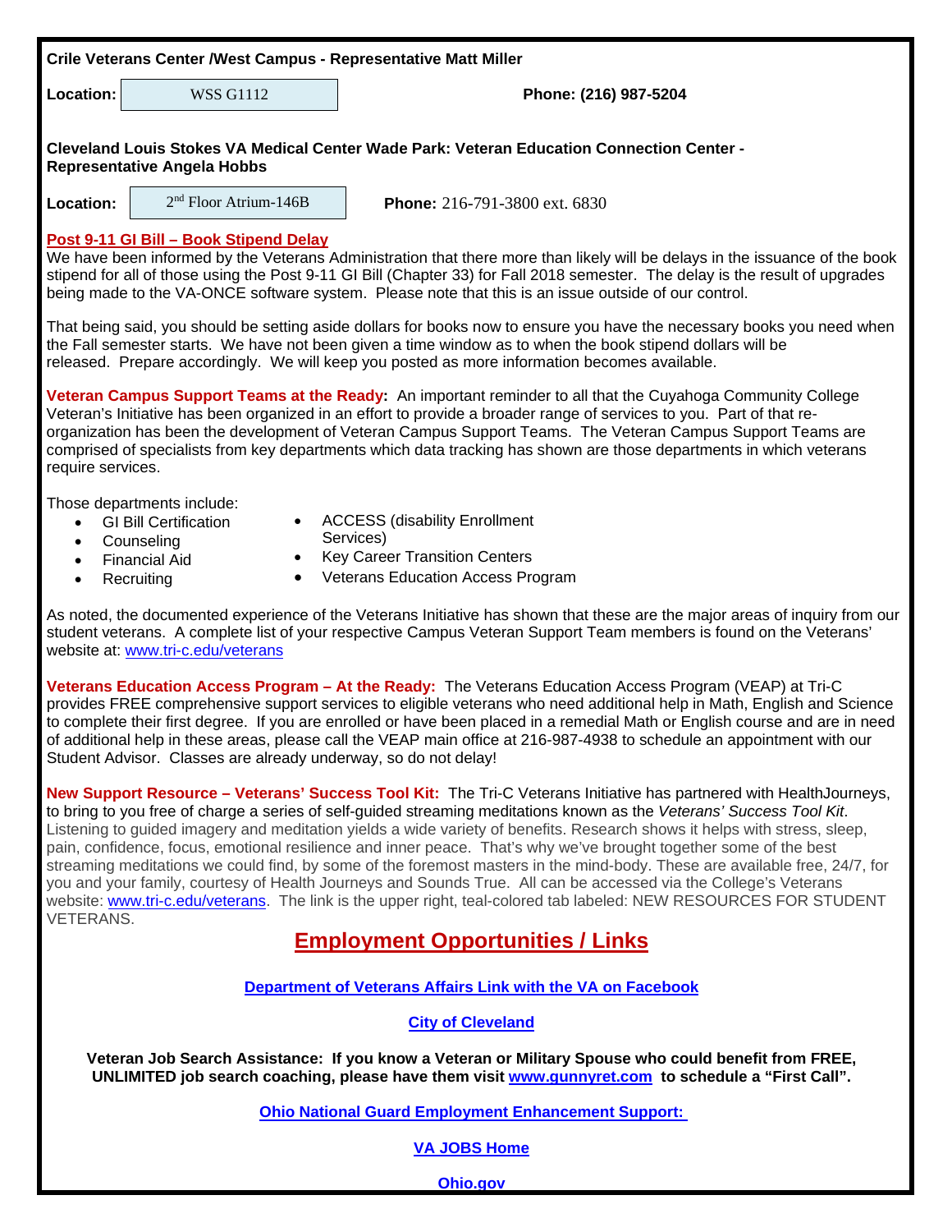**Crile Veterans Center /West Campus - Representative Matt Miller**

**Location:** WSS G1112 **Phone: (216) 987-5204**

**Cleveland Louis Stokes VA Medical Center Wade Park: Veteran Education Connection Center - Representative Angela Hobbs**

**Location:** 2nd Floor Atrium-146B **Phone:** 216-791-3800 ext. 6830

**Post 9-11 GI Bill – Book Stipend Delay**

We have been informed by the Veterans Administration that there more than likely will be delays in the issuance of the book stipend for all of those using the Post 9-11 GI Bill (Chapter 33) for Fall 2018 semester. The delay is the result of upgrades being made to the VA-ONCE software system. Please note that this is an issue outside of our control.

That being said, you should be setting aside dollars for books now to ensure you have the necessary books you need when the Fall semester starts. We have not been given a time window as to when the book stipend dollars will be released. Prepare accordingly. We will keep you posted as more information becomes available.

**Veteran Campus Support Teams at the Ready:** An important reminder to all that the Cuyahoga Community College Veteran's Initiative has been organized in an effort to provide a broader range of services to you. Part of that re-organization has been the development of Veteran Campus Support Teams. The Veteran Campus Support Teams are comprised of specialists from key departments which data tracking has shown are those departments in which veterans require services.

Those departments include:

- GI Bill Certification
- Counseling
- Financial Aid
- Recruiting
- ACCESS (disability Enrollment Services)
- Key Career Transition Centers
- Veterans Education Access Program

As noted, the documented experience of the Veterans Initiative has shown that these are the major areas of inquiry from our student veterans. A complete list of your respective Campus Veteran Support Team members is found on the Veterans' website at: www.tri-c.edu/veterans

**Veterans Education Access Program – At the Ready:** The Veterans Education Access Program (VEAP) at Tri-C provides FREE comprehensive support services to eligible veterans who need additional help in Math, English and Science to complete their first degree. If you are enrolled or have been placed in a remedial Math or English course and are in need of additional help in these areas, please call the VEAP main office at 216-987-4938 to schedule an appointment with our Student Advisor. Classes are already underway, so do not delay!

**New Support Resource – Veterans' Success Tool Kit:** The Tri-C Veterans Initiative has partnered with HealthJourneys, to bring to you free of charge a series of self-guided streaming meditations known as the *Veterans' Success Tool Kit*. Listening to guided imagery and meditation yields a wide variety of benefits. Research shows it helps with stress, sleep, pain, confidence, focus, emotional resilience and inner peace. That's why we've brought together some of the best streaming meditations we could find, by some of the foremost masters in the mind-body. These are available free, 24/7, for you and your family, courtesy of Health Journeys and Sounds True. All can be accessed via the College's Veterans website: www.tri-c.edu/veterans. The link is the upper right, teal-colored tab labeled: NEW RESOURCES FOR STUDENT VETERANS.

## Employment Opportunities / Links

**Department of Veterans Affairs Link with the VA on Facebook**

**City of Cleveland**

**Veteran Job Search Assistance: If you know a Veteran or Military Spouse who could benefit from FREE, UNLIMITED job search coaching, please have them visit www.gunnyret.com to schedule a "First Call".**

**Ohio National Guard Employment Enhancement Support:**

**VA JOBS Home**

**Ohio.gov**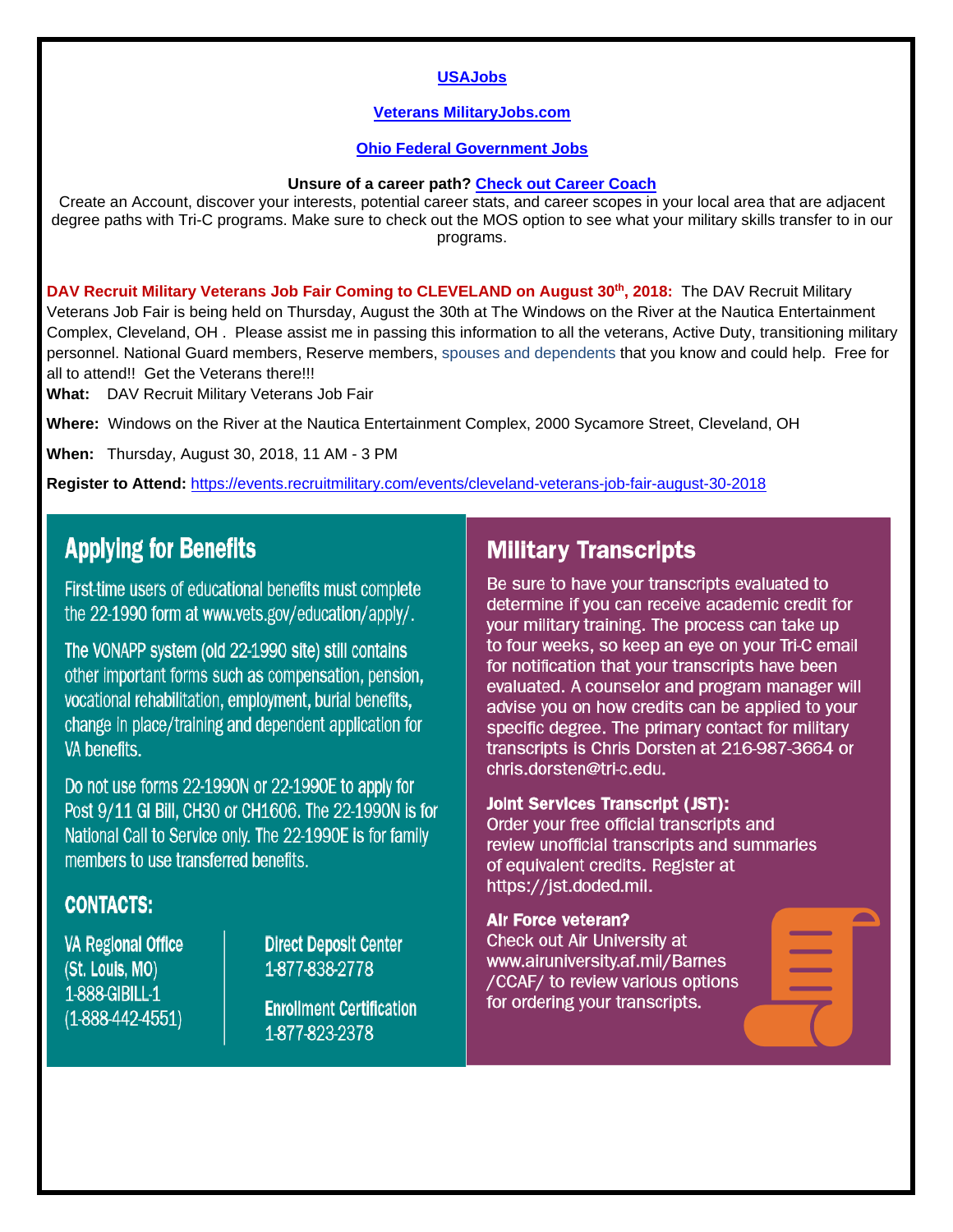**USAJobs**

**Veterans MilitaryJobs.com**

**Ohio Federal Government Jobs**

**Unsure of a career path? Check out Career Coach**

Create an Account, discover your interests, potential career stats, and career scopes in your local area that are adjacent degree paths with Tri-C programs. Make sure to check out the MOS option to see what your military skills transfer to in our programs.

**DAV Recruit Military Veterans Job Fair Coming to CLEVELAND on August 30th, 2018:** The DAV Recruit Military Veterans Job Fair is being held on Thursday, August the 30th at The Windows on the River at the Nautica Entertainment Complex, Cleveland, OH . Please assist me in passing this information to all the veterans, Active Duty, transitioning military personnel. National Guard members, Reserve members, spouses and dependents that you know and could help. Free for all to attend!! Get the Veterans there!!!

**What:** DAV Recruit Military Veterans Job Fair

**Where:** Windows on the River at the Nautica Entertainment Complex, 2000 Sycamore Street, Cleveland, OH

**When:** Thursday, August 30, 2018, 11 AM - 3 PM

**Register to Attend:** https://events.recruitmilitary.com/events/cleveland-veterans-job-fair-august-30-2018

## Applying for Benefits

First-time users of educational benefits must complete the 22-1990 form at www.vets.gov/education/apply/.

The VONAPP system (old 22-1990 site) still contains other important forms such as compensation, pension, vocational rehabilitation, employment, burial benefits, change in place/training and dependent application for VA benefits.

Do not use forms 22-1990N or 22-1990E to apply for Post 9/11 GI Bill, CH30 or CH1606. The 22-1990N is for National Call to Service only. The 22-1990E is for family members to use transferred benefits.

### CONTACTS:

**VA Regional Office**
(St. Louis, MO)
1-888-GIBILL-1
(1-888-442-4551)

**Direct Deposit Center**
1-877-838-2778

**Enrollment Certification**
1-877-823-2378

## Military Transcripts

Be sure to have your transcripts evaluated to determine if you can receive academic credit for your military training. The process can take up to four weeks, so keep an eye on your Tri-C email for notification that your transcripts have been evaluated. A counselor and program manager will advise you on how credits can be applied to your specific degree. The primary contact for military transcripts is Chris Dorsten at 216-987-3664 or chris.dorsten@tri-c.edu.

**Joint Services Transcript (JST):**
Order your free official transcripts and review unofficial transcripts and summaries of equivalent credits. Register at https://jst.doded.mil.

**Air Force veteran?**
Check out Air University at www.airuniversity.af.mil/Barnes/CCAF/ to review various options for ordering your transcripts.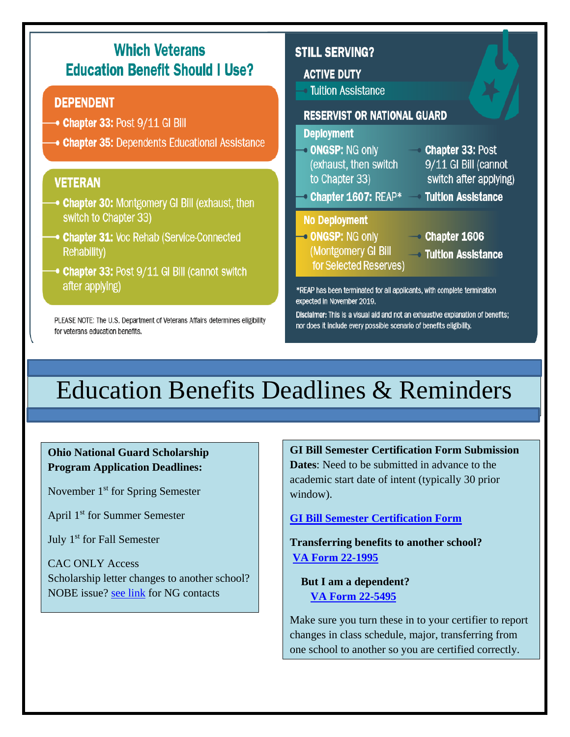## Which Veterans Education Benefit Should I Use?

### DEPENDENT

- **Chapter 33:** Post 9/11 GI Bill
- **Chapter 35:** Dependents Educational Assistance

### VETERAN

- **Chapter 30:** Montgomery GI Bill (exhaust, then switch to Chapter 33)
- **Chapter 31:** Voc Rehab (Service-Connected Rehability)
- **Chapter 33:** Post 9/11 GI Bill (cannot switch after applying)

PLEASE NOTE: The U.S. Department of Veterans Affairs determines eligibility for veterans education benefits.

### STILL SERVING?

#### ACTIVE DUTY

- Tuition Assistance

#### RESERVIST OR NATIONAL GUARD

**Deployment**

- **ONGSP:** NG only (exhaust, then switch to Chapter 33)
- **Chapter 1607:** REAP*
- **Chapter 33:** Post 9/11 GI Bill (cannot switch after applying)
- **Tuition Assistance**

**No Deployment**

- **ONGSP:** NG only (Montgomery GI Bill for Selected Reserves)
- **Chapter 1606**
- **Tuition Assistance**

*REAP has been terminated for all applicants, with complete termination expected in November 2019.

Disclaimer: This is a visual aid and not an exhaustive explanation of benefits; nor does it include every possible scenario of benefits eligibility.

# Education Benefits Deadlines & Reminders

**Ohio National Guard Scholarship Program Application Deadlines:**

November 1st for Spring Semester

April 1st for Summer Semester

July 1st for Fall Semester

CAC ONLY Access
Scholarship letter changes to another school? NOBE issue? see link for NG contacts

**GI Bill Semester Certification Form Submission Dates**: Need to be submitted in advance to the academic start date of intent (typically 30 prior window).

**GI Bill Semester Certification Form**

**Transferring benefits to another school?**
**VA Form 22-1995**

**But I am a dependent?**
**VA Form 22-5495**

Make sure you turn these in to your certifier to report changes in class schedule, major, transferring from one school to another so you are certified correctly.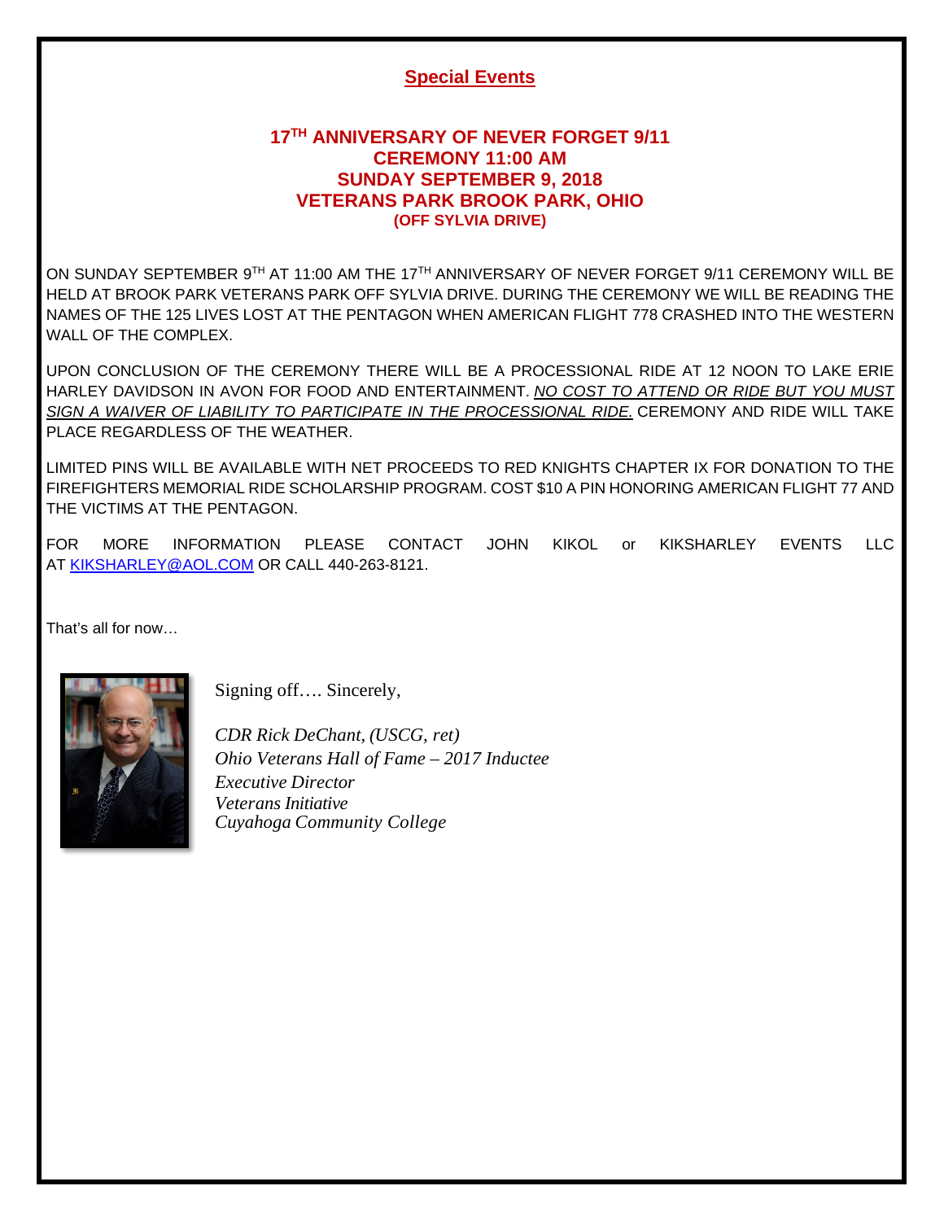## Special Events

### 17TH ANNIVERSARY OF NEVER FORGET 9/11
### CEREMONY 11:00 AM
### SUNDAY SEPTEMBER 9, 2018
### VETERANS PARK BROOK PARK, OHIO
**(OFF SYLVIA DRIVE)**

ON SUNDAY SEPTEMBER 9TH AT 11:00 AM THE 17TH ANNIVERSARY OF NEVER FORGET 9/11 CEREMONY WILL BE HELD AT BROOK PARK VETERANS PARK OFF SYLVIA DRIVE. DURING THE CEREMONY WE WILL BE READING THE NAMES OF THE 125 LIVES LOST AT THE PENTAGON WHEN AMERICAN FLIGHT 778 CRASHED INTO THE WESTERN WALL OF THE COMPLEX.

UPON CONCLUSION OF THE CEREMONY THERE WILL BE A PROCESSIONAL RIDE AT 12 NOON TO LAKE ERIE HARLEY DAVIDSON IN AVON FOR FOOD AND ENTERTAINMENT. *NO COST TO ATTEND OR RIDE BUT YOU MUST SIGN A WAIVER OF LIABILITY TO PARTICIPATE IN THE PROCESSIONAL RIDE.* CEREMONY AND RIDE WILL TAKE PLACE REGARDLESS OF THE WEATHER.

LIMITED PINS WILL BE AVAILABLE WITH NET PROCEEDS TO RED KNIGHTS CHAPTER IX FOR DONATION TO THE FIREFIGHTERS MEMORIAL RIDE SCHOLARSHIP PROGRAM. COST $10 A PIN HONORING AMERICAN FLIGHT 77 AND THE VICTIMS AT THE PENTAGON.

FOR MORE INFORMATION PLEASE CONTACT JOHN KIKOL or KIKSHARLEY EVENTS LLC AT KIKSHARLEY@AOL.COM OR CALL 440-263-8121.

That's all for now…

Signing off…. Sincerely,

*CDR Rick DeChant, (USCG, ret)*
*Ohio Veterans Hall of Fame – 2017 Inductee*
*Executive Director*
*Veterans Initiative*
*Cuyahoga Community College*